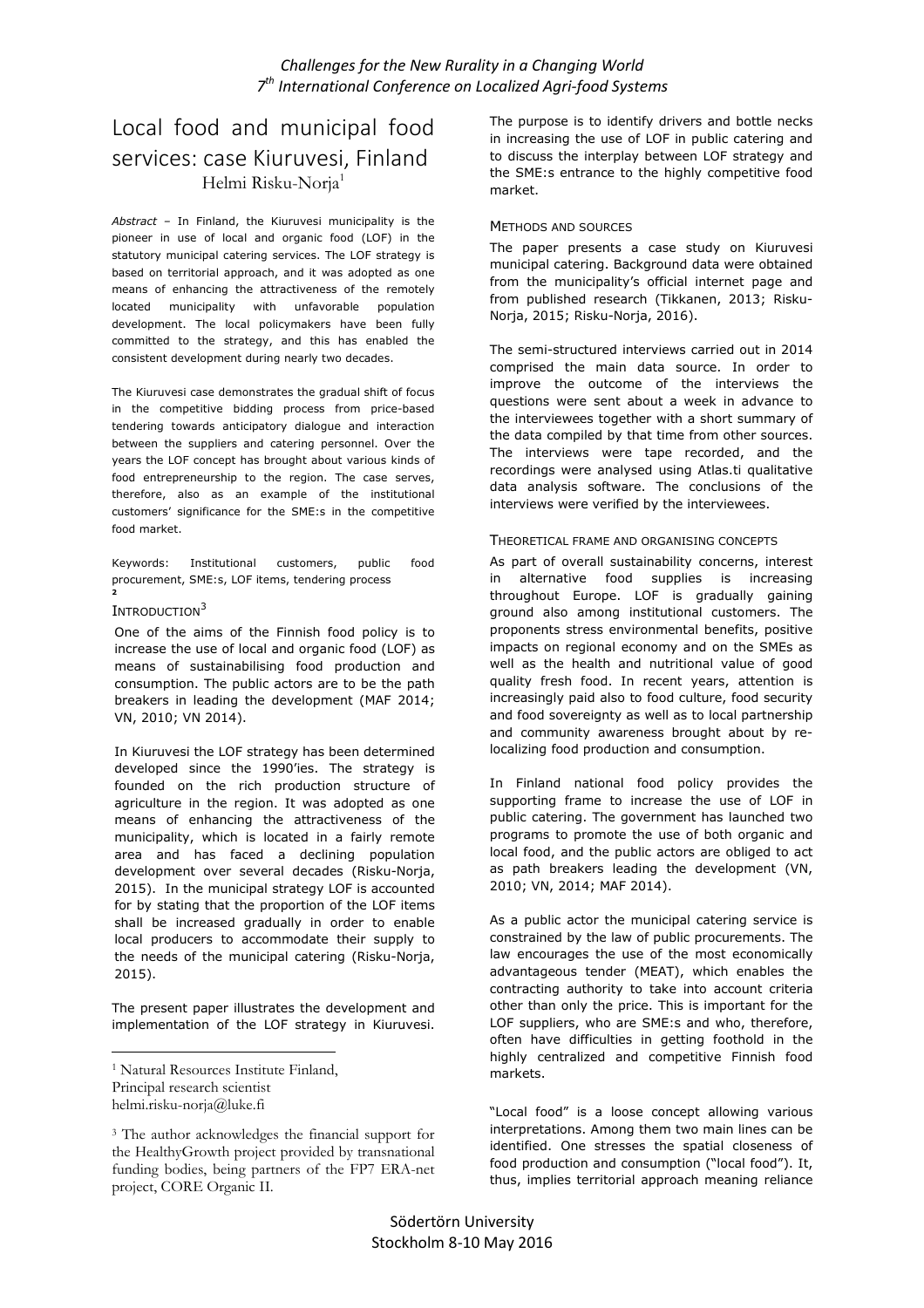# Local food and municipal food services: case Kiuruvesi, Finland

Helmi Risku-Norja[1]

*Abstract* – In Finland, the Kiuruvesi municipality is the pioneer in use of local and organic food (LOF) in the statutory municipal catering services. The LOF strategy is based on territorial approach, and it was adopted as one means of enhancing the attractiveness of the remotely located municipality with unfavorable population development. The local policymakers have been fully committed to the strategy, and this has enabled the consistent development during nearly two decades.

The Kiuruvesi case demonstrates the gradual shift of focus in the competitive bidding process from price-based tendering towards anticipatory dialogue and interaction between the suppliers and catering personnel. Over the years the LOF concept has brought about various kinds of food entrepreneurship to the region. The case serves, therefore, also as an example of the institutional customers' significance for the SME:s in the competitive food market.

Keywords: Institutional customers, public food procurement, SME:s, LOF items, tendering process [2]

## INTRODUCTION[3]

One of the aims of the Finnish food policy is to increase the use of local and organic food (LOF) as means of sustainabilising food production and consumption. The public actors are to be the path breakers in leading the development (MAF 2014; VN, 2010; VN 2014).

In Kiuruvesi the LOF strategy has been determined developed since the 1990'ies. The strategy is founded on the rich production structure of agriculture in the region. It was adopted as one means of enhancing the attractiveness of the municipality, which is located in a fairly remote area and has faced a declining population development over several decades (Risku-Norja, 2015). In the municipal strategy LOF is accounted for by stating that the proportion of the LOF items shall be increased gradually in order to enable local producers to accommodate their supply to the needs of the municipal catering (Risku-Norja, 2015).

The present paper illustrates the development and implementation of the LOF strategy in Kiuruvesi. The purpose is to identify drivers and bottle necks in increasing the use of LOF in public catering and to discuss the interplay between LOF strategy and the SME:s entrance to the highly competitive food market.

## METHODS AND SOURCES

The paper presents a case study on Kiuruvesi municipal catering. Background data were obtained from the municipality's official internet page and from published research (Tikkanen, 2013; Risku-Norja, 2015; Risku-Norja, 2016).

The semi-structured interviews carried out in 2014 comprised the main data source. In order to improve the outcome of the interviews the questions were sent about a week in advance to the interviewees together with a short summary of the data compiled by that time from other sources. The interviews were tape recorded, and the recordings were analysed using Atlas.ti qualitative data analysis software. The conclusions of the interviews were verified by the interviewees.

## THEORETICAL FRAME AND ORGANISING CONCEPTS

As part of overall sustainability concerns, interest in alternative food supplies is increasing throughout Europe. LOF is gradually gaining ground also among institutional customers. The proponents stress environmental benefits, positive impacts on regional economy and on the SMEs as well as the health and nutritional value of good quality fresh food. In recent years, attention is increasingly paid also to food culture, food security and food sovereignty as well as to local partnership and community awareness brought about by re-localizing food production and consumption.

In Finland national food policy provides the supporting frame to increase the use of LOF in public catering. The government has launched two programs to promote the use of both organic and local food, and the public actors are obliged to act as path breakers leading the development (VN, 2010; VN, 2014; MAF 2014).

As a public actor the municipal catering service is constrained by the law of public procurements. The law encourages the use of the most economically advantageous tender (MEAT), which enables the contracting authority to take into account criteria other than only the price. This is important for the LOF suppliers, who are SME:s and who, therefore, often have difficulties in getting foothold in the highly centralized and competitive Finnish food markets.

"Local food" is a loose concept allowing various interpretations. Among them two main lines can be identified. One stresses the spatial closeness of food production and consumption ("local food"). It, thus, implies territorial approach meaning reliance

---

[1] Natural Resources Institute Finland, Principal research scientist helmi.risku-norja@luke.fi

[3] The author acknowledges the financial support for the HealthyGrowth project provided by transnational funding bodies, being partners of the FP7 ERA-net project, CORE Organic II.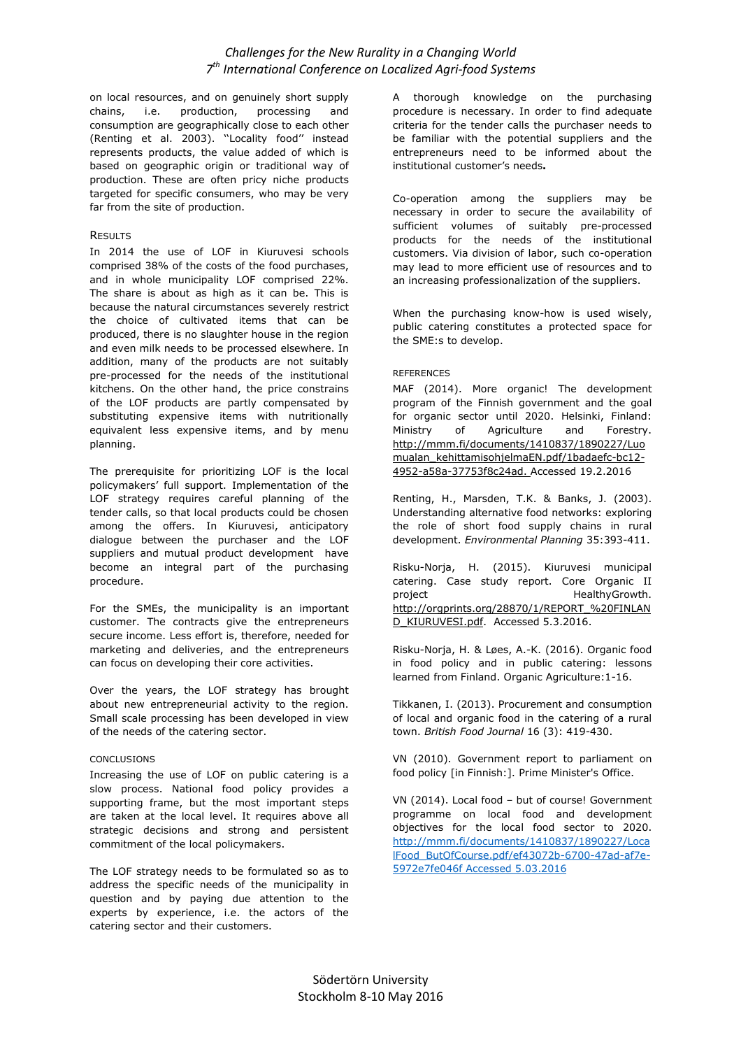on local resources, and on genuinely short supply chains, i.e. production, processing and consumption are geographically close to each other (Renting et al. 2003). ''Locality food'' instead represents products, the value added of which is based on geographic origin or traditional way of production. These are often pricy niche products targeted for specific consumers, who may be very far from the site of production.

## RESULTS

In 2014 the use of LOF in Kiuruvesi schools comprised 38% of the costs of the food purchases, and in whole municipality LOF comprised 22%. The share is about as high as it can be. This is because the natural circumstances severely restrict the choice of cultivated items that can be produced, there is no slaughter house in the region and even milk needs to be processed elsewhere. In addition, many of the products are not suitably pre-processed for the needs of the institutional kitchens. On the other hand, the price constrains of the LOF products are partly compensated by substituting expensive items with nutritionally equivalent less expensive items, and by menu planning.

The prerequisite for prioritizing LOF is the local policymakers' full support. Implementation of the LOF strategy requires careful planning of the tender calls, so that local products could be chosen among the offers. In Kiuruvesi, anticipatory dialogue between the purchaser and the LOF suppliers and mutual product development have become an integral part of the purchasing procedure.

For the SMEs, the municipality is an important customer. The contracts give the entrepreneurs secure income. Less effort is, therefore, needed for marketing and deliveries, and the entrepreneurs can focus on developing their core activities.

Over the years, the LOF strategy has brought about new entrepreneurial activity to the region. Small scale processing has been developed in view of the needs of the catering sector.

## CONCLUSIONS

Increasing the use of LOF on public catering is a slow process. National food policy provides a supporting frame, but the most important steps are taken at the local level. It requires above all strategic decisions and strong and persistent commitment of the local policymakers.

The LOF strategy needs to be formulated so as to address the specific needs of the municipality in question and by paying due attention to the experts by experience, i.e. the actors of the catering sector and their customers.

A thorough knowledge on the purchasing procedure is necessary. In order to find adequate criteria for the tender calls the purchaser needs to be familiar with the potential suppliers and the entrepreneurs need to be informed about the institutional customer's needs**.**

Co-operation among the suppliers may be necessary in order to secure the availability of sufficient volumes of suitably pre-processed products for the needs of the institutional customers. Via division of labor, such co-operation may lead to more efficient use of resources and to an increasing professionalization of the suppliers.

When the purchasing know-how is used wisely, public catering constitutes a protected space for the SME:s to develop.

## REFERENCES

MAF (2014). More organic! The development program of the Finnish government and the goal for organic sector until 2020. Helsinki, Finland: Ministry of Agriculture and Forestry. http://mmm.fi/documents/1410837/1890227/Luomualan_kehittamisohjelmaEN.pdf/1badaefc-bc12-4952-a58a-37753f8c24ad. Accessed 19.2.2016

Renting, H., Marsden, T.K. & Banks, J. (2003). Understanding alternative food networks: exploring the role of short food supply chains in rural development. *Environmental Planning* 35:393-411.

Risku-Norja, H. (2015). Kiuruvesi municipal catering. Case study report. Core Organic II project HealthyGrowth. http://orgprints.org/28870/1/REPORT_%20FINLAND_KIURUVESI.pdf. Accessed 5.3.2016.

Risku-Norja, H. & Løes, A.-K. (2016). Organic food in food policy and in public catering: lessons learned from Finland. Organic Agriculture:1-16.

Tikkanen, I. (2013). Procurement and consumption of local and organic food in the catering of a rural town. *British Food Journal* 16 (3): 419-430.

VN (2010). Government report to parliament on food policy [in Finnish:]. Prime Minister's Office.

VN (2014). Local food – but of course! Government programme on local food and development objectives for the local food sector to 2020. http://mmm.fi/documents/1410837/1890227/LocalFood_ButOfCourse.pdf/ef43072b-6700-47ad-af7e-5972e7fe046f Accessed 5.03.2016